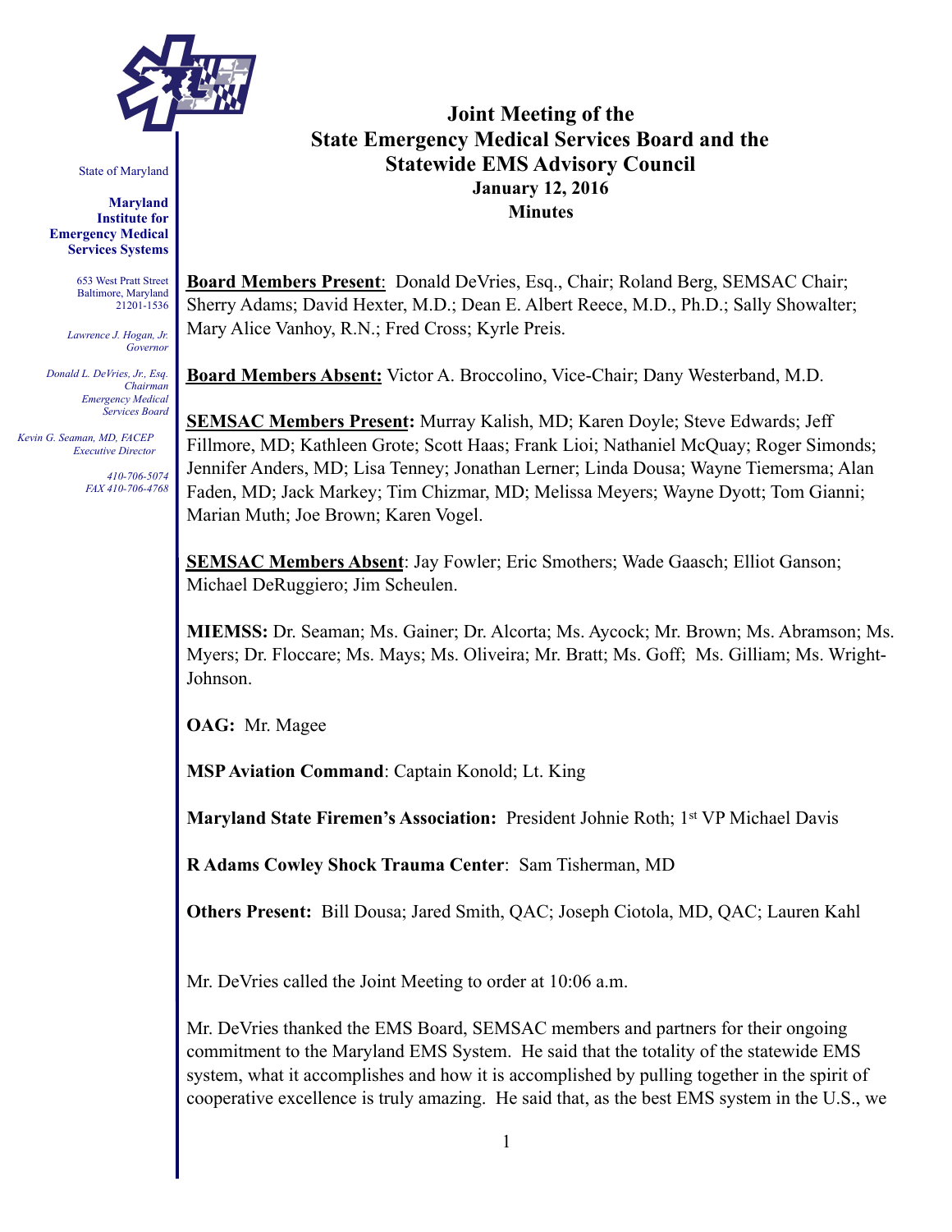State of Maryland

**Maryland Institute for Emergency Medical Services Systems**

653 West Pratt Street
Baltimore, Maryland 21201-1536

*Lawrence J. Hogan, Jr.*
*Governor*

*Donald L. DeVries, Jr., Esq.*
*Chairman*
*Emergency Medical Services Board*

*Kevin G. Seaman, MD, FACEP*
*Executive Director*

*410-706-5074*
*FAX 410-706-4768*

# Joint Meeting of the State Emergency Medical Services Board and the Statewide EMS Advisory Council

## January 12, 2016

## Minutes

**Board Members Present**: Donald DeVries, Esq., Chair; Roland Berg, SEMSAC Chair; Sherry Adams; David Hexter, M.D.; Dean E. Albert Reece, M.D., Ph.D.; Sally Showalter; Mary Alice Vanhoy, R.N.; Fred Cross; Kyrle Preis.

**Board Members Absent:** Victor A. Broccolino, Vice-Chair; Dany Westerband, M.D.

**SEMSAC Members Present:** Murray Kalish, MD; Karen Doyle; Steve Edwards; Jeff Fillmore, MD; Kathleen Grote; Scott Haas; Frank Lioi; Nathaniel McQuay; Roger Simonds; Jennifer Anders, MD; Lisa Tenney; Jonathan Lerner; Linda Dousa; Wayne Tiemersma; Alan Faden, MD; Jack Markey; Tim Chizmar, MD; Melissa Meyers; Wayne Dyott; Tom Gianni; Marian Muth; Joe Brown; Karen Vogel.

**SEMSAC Members Absent**: Jay Fowler; Eric Smothers; Wade Gaasch; Elliot Ganson; Michael DeRuggiero; Jim Scheulen.

**MIEMSS:** Dr. Seaman; Ms. Gainer; Dr. Alcorta; Ms. Aycock; Mr. Brown; Ms. Abramson; Ms. Myers; Dr. Floccare; Ms. Mays; Ms. Oliveira; Mr. Bratt; Ms. Goff; Ms. Gilliam; Ms. Wright-Johnson.

**OAG:** Mr. Magee

**MSP Aviation Command**: Captain Konold; Lt. King

**Maryland State Firemen's Association:** President Johnie Roth; 1st VP Michael Davis

**R Adams Cowley Shock Trauma Center**: Sam Tisherman, MD

**Others Present:** Bill Dousa; Jared Smith, QAC; Joseph Ciotola, MD, QAC; Lauren Kahl

Mr. DeVries called the Joint Meeting to order at 10:06 a.m.

Mr. DeVries thanked the EMS Board, SEMSAC members and partners for their ongoing commitment to the Maryland EMS System. He said that the totality of the statewide EMS system, what it accomplishes and how it is accomplished by pulling together in the spirit of cooperative excellence is truly amazing. He said that, as the best EMS system in the U.S., we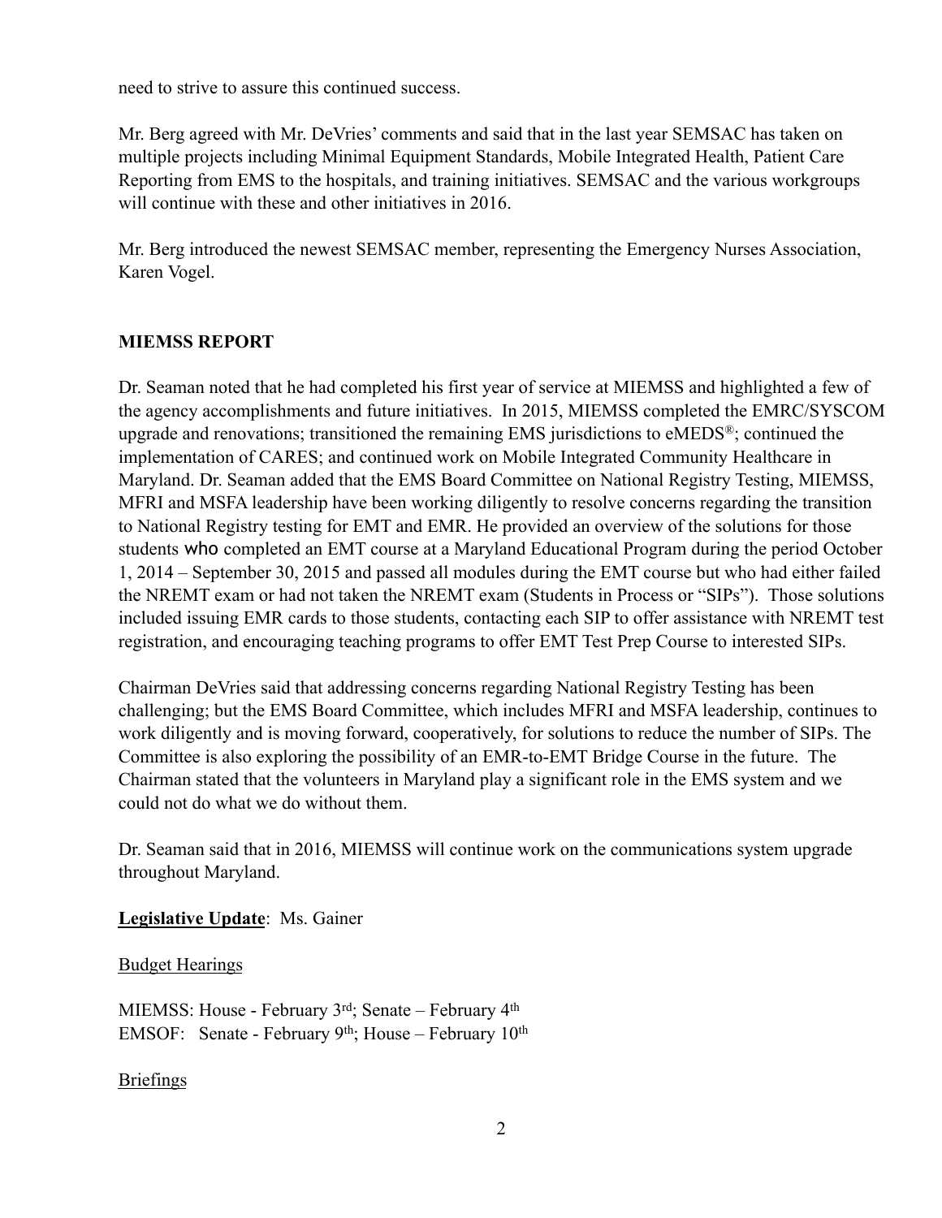need to strive to assure this continued success.

Mr. Berg agreed with Mr. DeVries' comments and said that in the last year SEMSAC has taken on multiple projects including Minimal Equipment Standards, Mobile Integrated Health, Patient Care Reporting from EMS to the hospitals, and training initiatives. SEMSAC and the various workgroups will continue with these and other initiatives in 2016.

Mr. Berg introduced the newest SEMSAC member, representing the Emergency Nurses Association, Karen Vogel.

**MIEMSS REPORT**

Dr. Seaman noted that he had completed his first year of service at MIEMSS and highlighted a few of the agency accomplishments and future initiatives. In 2015, MIEMSS completed the EMRC/SYSCOM upgrade and renovations; transitioned the remaining EMS jurisdictions to eMEDS®; continued the implementation of CARES; and continued work on Mobile Integrated Community Healthcare in Maryland. Dr. Seaman added that the EMS Board Committee on National Registry Testing, MIEMSS, MFRI and MSFA leadership have been working diligently to resolve concerns regarding the transition to National Registry testing for EMT and EMR. He provided an overview of the solutions for those students who completed an EMT course at a Maryland Educational Program during the period October 1, 2014 – September 30, 2015 and passed all modules during the EMT course but who had either failed the NREMT exam or had not taken the NREMT exam (Students in Process or "SIPs"). Those solutions included issuing EMR cards to those students, contacting each SIP to offer assistance with NREMT test registration, and encouraging teaching programs to offer EMT Test Prep Course to interested SIPs.

Chairman DeVries said that addressing concerns regarding National Registry Testing has been challenging; but the EMS Board Committee, which includes MFRI and MSFA leadership, continues to work diligently and is moving forward, cooperatively, for solutions to reduce the number of SIPs. The Committee is also exploring the possibility of an EMR-to-EMT Bridge Course in the future. The Chairman stated that the volunteers in Maryland play a significant role in the EMS system and we could not do what we do without them.

Dr. Seaman said that in 2016, MIEMSS will continue work on the communications system upgrade throughout Maryland.

**Legislative Update**: Ms. Gainer

Budget Hearings

MIEMSS: House - February 3rd; Senate – February 4th
EMSOF: Senate - February 9th; House – February 10th

Briefings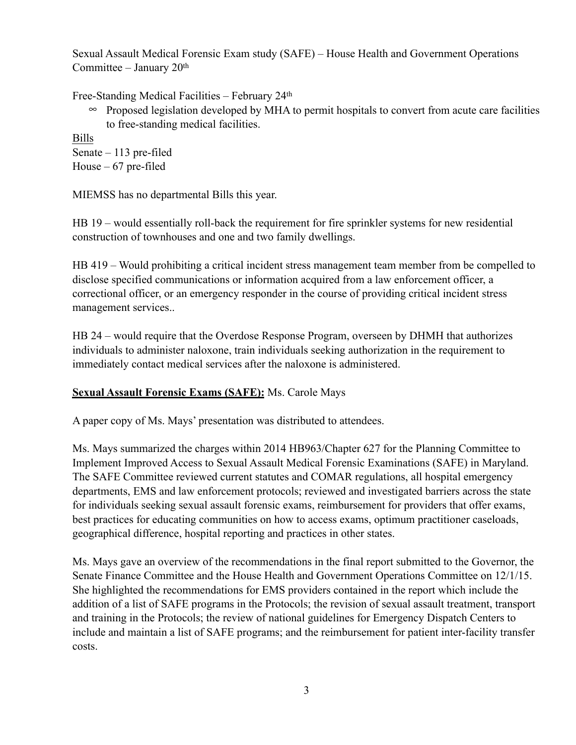Sexual Assault Medical Forensic Exam study (SAFE) – House Health and Government Operations Committee – January 20th

Free-Standing Medical Facilities – February 24th

- Proposed legislation developed by MHA to permit hospitals to convert from acute care facilities to free-standing medical facilities.

Bills

Senate – 113 pre-filed

House – 67 pre-filed

MIEMSS has no departmental Bills this year.

HB 19 – would essentially roll-back the requirement for fire sprinkler systems for new residential construction of townhouses and one and two family dwellings.

HB 419 – Would prohibiting a critical incident stress management team member from be compelled to disclose specified communications or information acquired from a law enforcement officer, a correctional officer, or an emergency responder in the course of providing critical incident stress management services..

HB 24 – would require that the Overdose Response Program, overseen by DHMH that authorizes individuals to administer naloxone, train individuals seeking authorization in the requirement to immediately contact medical services after the naloxone is administered.

**Sexual Assault Forensic Exams (SAFE):** Ms. Carole Mays

A paper copy of Ms. Mays' presentation was distributed to attendees.

Ms. Mays summarized the charges within 2014 HB963/Chapter 627 for the Planning Committee to Implement Improved Access to Sexual Assault Medical Forensic Examinations (SAFE) in Maryland. The SAFE Committee reviewed current statutes and COMAR regulations, all hospital emergency departments, EMS and law enforcement protocols; reviewed and investigated barriers across the state for individuals seeking sexual assault forensic exams, reimbursement for providers that offer exams, best practices for educating communities on how to access exams, optimum practitioner caseloads, geographical difference, hospital reporting and practices in other states.

Ms. Mays gave an overview of the recommendations in the final report submitted to the Governor, the Senate Finance Committee and the House Health and Government Operations Committee on 12/1/15. She highlighted the recommendations for EMS providers contained in the report which include the addition of a list of SAFE programs in the Protocols; the revision of sexual assault treatment, transport and training in the Protocols; the review of national guidelines for Emergency Dispatch Centers to include and maintain a list of SAFE programs; and the reimbursement for patient inter-facility transfer costs.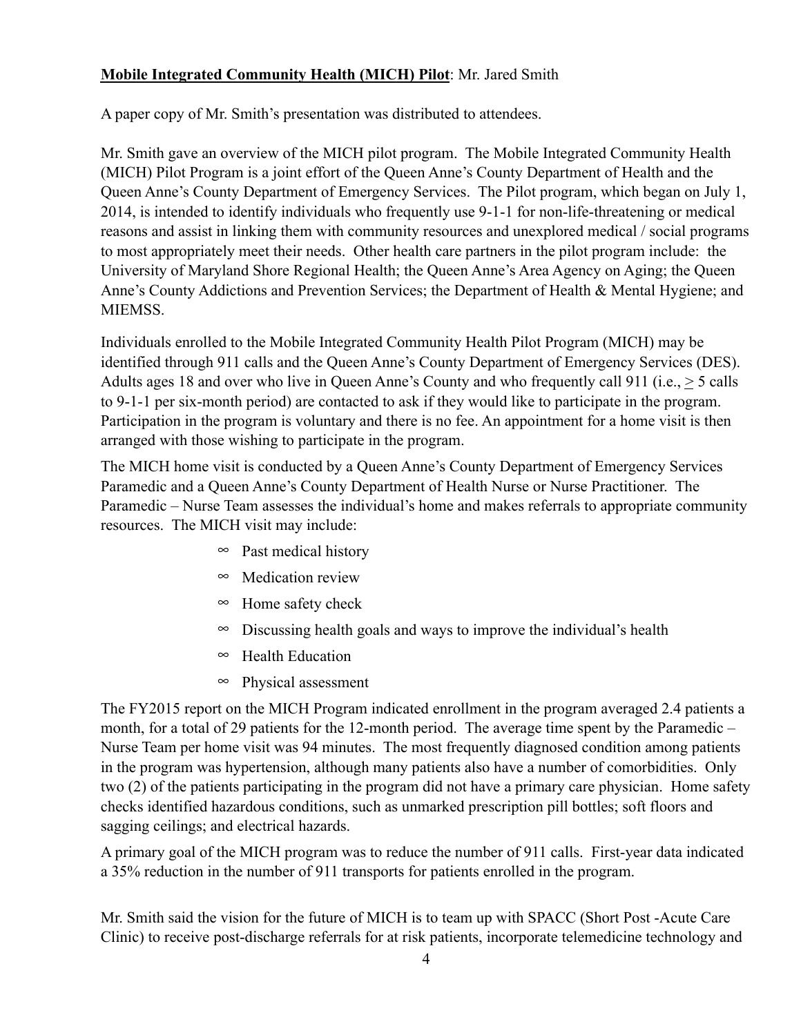**Mobile Integrated Community Health (MICH) Pilot**: Mr. Jared Smith

A paper copy of Mr. Smith's presentation was distributed to attendees.

Mr. Smith gave an overview of the MICH pilot program. The Mobile Integrated Community Health (MICH) Pilot Program is a joint effort of the Queen Anne's County Department of Health and the Queen Anne's County Department of Emergency Services. The Pilot program, which began on July 1, 2014, is intended to identify individuals who frequently use 9-1-1 for non-life-threatening or medical reasons and assist in linking them with community resources and unexplored medical / social programs to most appropriately meet their needs. Other health care partners in the pilot program include: the University of Maryland Shore Regional Health; the Queen Anne's Area Agency on Aging; the Queen Anne's County Addictions and Prevention Services; the Department of Health & Mental Hygiene; and MIEMSS.

Individuals enrolled to the Mobile Integrated Community Health Pilot Program (MICH) may be identified through 911 calls and the Queen Anne's County Department of Emergency Services (DES). Adults ages 18 and over who live in Queen Anne's County and who frequently call 911 (i.e., $\geq$ 5 calls to 9-1-1 per six-month period) are contacted to ask if they would like to participate in the program. Participation in the program is voluntary and there is no fee. An appointment for a home visit is then arranged with those wishing to participate in the program.

The MICH home visit is conducted by a Queen Anne's County Department of Emergency Services Paramedic and a Queen Anne's County Department of Health Nurse or Nurse Practitioner. The Paramedic – Nurse Team assesses the individual's home and makes referrals to appropriate community resources. The MICH visit may include:

- Past medical history
- Medication review
- Home safety check
- Discussing health goals and ways to improve the individual's health
- Health Education
- Physical assessment

The FY2015 report on the MICH Program indicated enrollment in the program averaged 2.4 patients a month, for a total of 29 patients for the 12-month period. The average time spent by the Paramedic – Nurse Team per home visit was 94 minutes. The most frequently diagnosed condition among patients in the program was hypertension, although many patients also have a number of comorbidities. Only two (2) of the patients participating in the program did not have a primary care physician. Home safety checks identified hazardous conditions, such as unmarked prescription pill bottles; soft floors and sagging ceilings; and electrical hazards.

A primary goal of the MICH program was to reduce the number of 911 calls. First-year data indicated a 35% reduction in the number of 911 transports for patients enrolled in the program.

Mr. Smith said the vision for the future of MICH is to team up with SPACC (Short Post -Acute Care Clinic) to receive post-discharge referrals for at risk patients, incorporate telemedicine technology and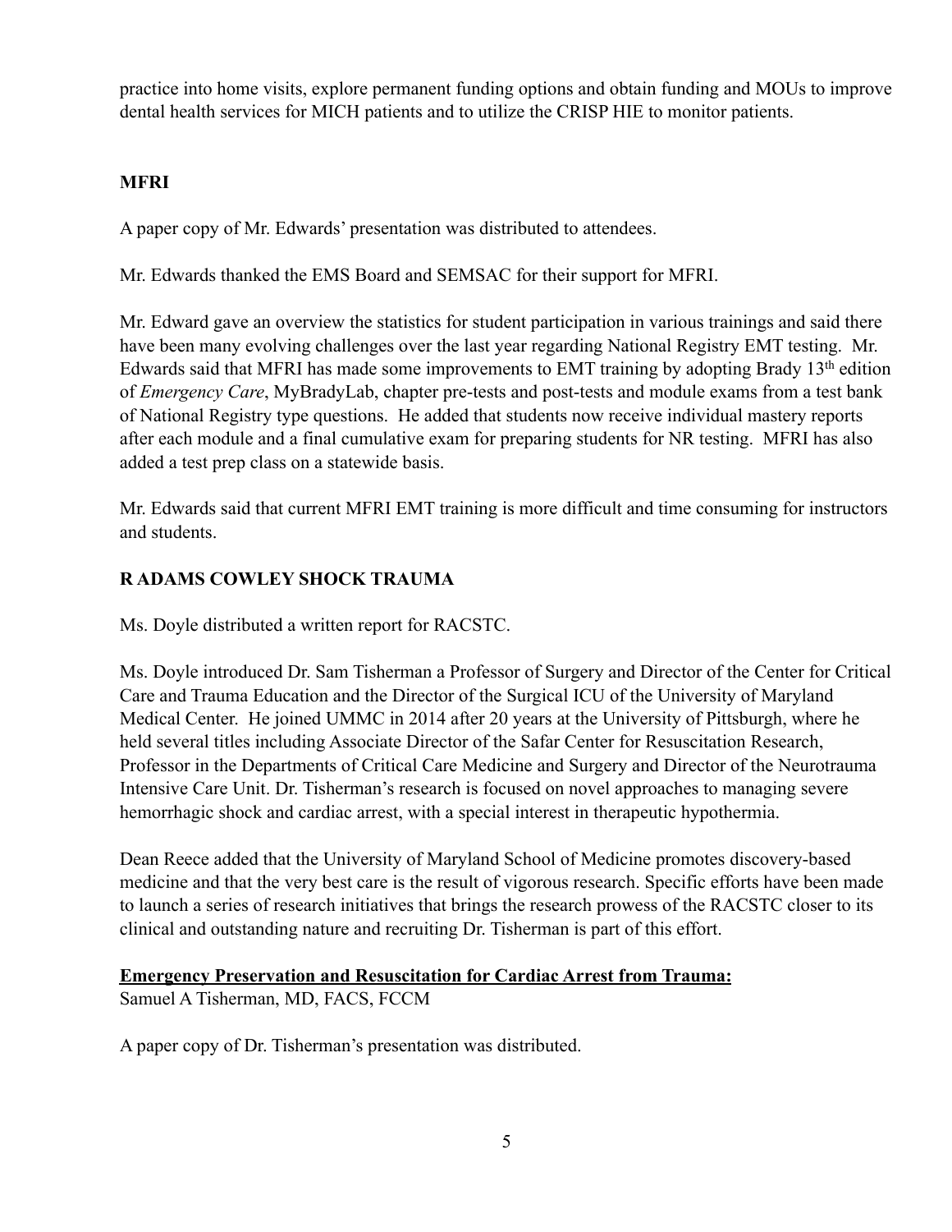practice into home visits, explore permanent funding options and obtain funding and MOUs to improve dental health services for MICH patients and to utilize the CRISP HIE to monitor patients.

**MFRI**

A paper copy of Mr. Edwards' presentation was distributed to attendees.

Mr. Edwards thanked the EMS Board and SEMSAC for their support for MFRI.

Mr. Edward gave an overview the statistics for student participation in various trainings and said there have been many evolving challenges over the last year regarding National Registry EMT testing. Mr. Edwards said that MFRI has made some improvements to EMT training by adopting Brady 13th edition of *Emergency Care*, MyBradyLab, chapter pre-tests and post-tests and module exams from a test bank of National Registry type questions. He added that students now receive individual mastery reports after each module and a final cumulative exam for preparing students for NR testing. MFRI has also added a test prep class on a statewide basis.

Mr. Edwards said that current MFRI EMT training is more difficult and time consuming for instructors and students.

**R ADAMS COWLEY SHOCK TRAUMA**

Ms. Doyle distributed a written report for RACSTC.

Ms. Doyle introduced Dr. Sam Tisherman a Professor of Surgery and Director of the Center for Critical Care and Trauma Education and the Director of the Surgical ICU of the University of Maryland Medical Center. He joined UMMC in 2014 after 20 years at the University of Pittsburgh, where he held several titles including Associate Director of the Safar Center for Resuscitation Research, Professor in the Departments of Critical Care Medicine and Surgery and Director of the Neurotrauma Intensive Care Unit. Dr. Tisherman's research is focused on novel approaches to managing severe hemorrhagic shock and cardiac arrest, with a special interest in therapeutic hypothermia.

Dean Reece added that the University of Maryland School of Medicine promotes discovery-based medicine and that the very best care is the result of vigorous research. Specific efforts have been made to launch a series of research initiatives that brings the research prowess of the RACSTC closer to its clinical and outstanding nature and recruiting Dr. Tisherman is part of this effort.

**Emergency Preservation and Resuscitation for Cardiac Arrest from Trauma:**
Samuel A Tisherman, MD, FACS, FCCM

A paper copy of Dr. Tisherman's presentation was distributed.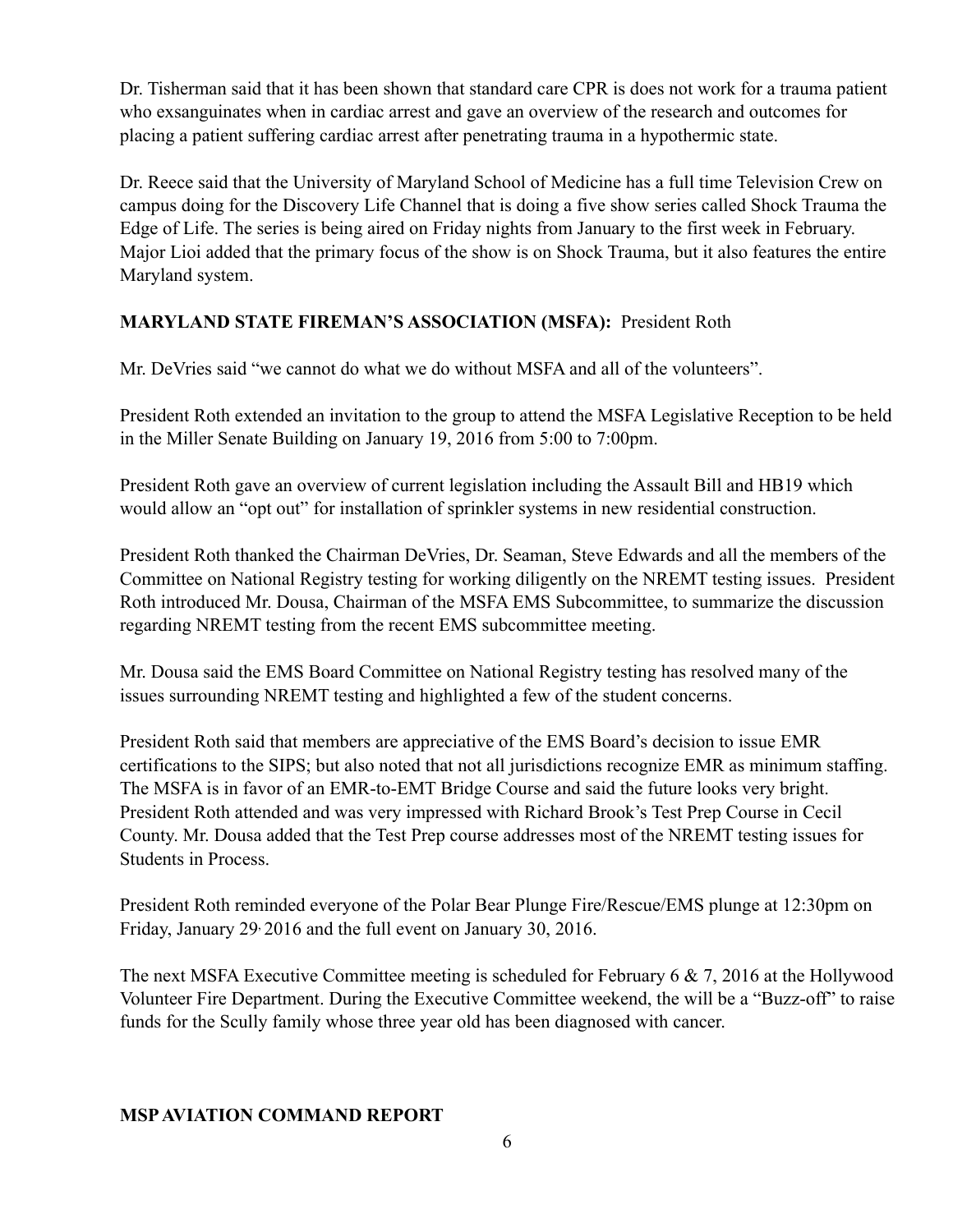Dr. Tisherman said that it has been shown that standard care CPR is does not work for a trauma patient who exsanguinates when in cardiac arrest and gave an overview of the research and outcomes for placing a patient suffering cardiac arrest after penetrating trauma in a hypothermic state.

Dr. Reece said that the University of Maryland School of Medicine has a full time Television Crew on campus doing for the Discovery Life Channel that is doing a five show series called Shock Trauma the Edge of Life. The series is being aired on Friday nights from January to the first week in February. Major Lioi added that the primary focus of the show is on Shock Trauma, but it also features the entire Maryland system.

**MARYLAND STATE FIREMAN'S ASSOCIATION (MSFA):** President Roth

Mr. DeVries said "we cannot do what we do without MSFA and all of the volunteers".

President Roth extended an invitation to the group to attend the MSFA Legislative Reception to be held in the Miller Senate Building on January 19, 2016 from 5:00 to 7:00pm.

President Roth gave an overview of current legislation including the Assault Bill and HB19 which would allow an "opt out" for installation of sprinkler systems in new residential construction.

President Roth thanked the Chairman DeVries, Dr. Seaman, Steve Edwards and all the members of the Committee on National Registry testing for working diligently on the NREMT testing issues. President Roth introduced Mr. Dousa, Chairman of the MSFA EMS Subcommittee, to summarize the discussion regarding NREMT testing from the recent EMS subcommittee meeting.

Mr. Dousa said the EMS Board Committee on National Registry testing has resolved many of the issues surrounding NREMT testing and highlighted a few of the student concerns.

President Roth said that members are appreciative of the EMS Board's decision to issue EMR certifications to the SIPS; but also noted that not all jurisdictions recognize EMR as minimum staffing. The MSFA is in favor of an EMR-to-EMT Bridge Course and said the future looks very bright. President Roth attended and was very impressed with Richard Brook's Test Prep Course in Cecil County. Mr. Dousa added that the Test Prep course addresses most of the NREMT testing issues for Students in Process.

President Roth reminded everyone of the Polar Bear Plunge Fire/Rescue/EMS plunge at 12:30pm on Friday, January 29, 2016 and the full event on January 30, 2016.

The next MSFA Executive Committee meeting is scheduled for February 6 & 7, 2016 at the Hollywood Volunteer Fire Department. During the Executive Committee weekend, the will be a "Buzz-off" to raise funds for the Scully family whose three year old has been diagnosed with cancer.

**MSP AVIATION COMMAND REPORT**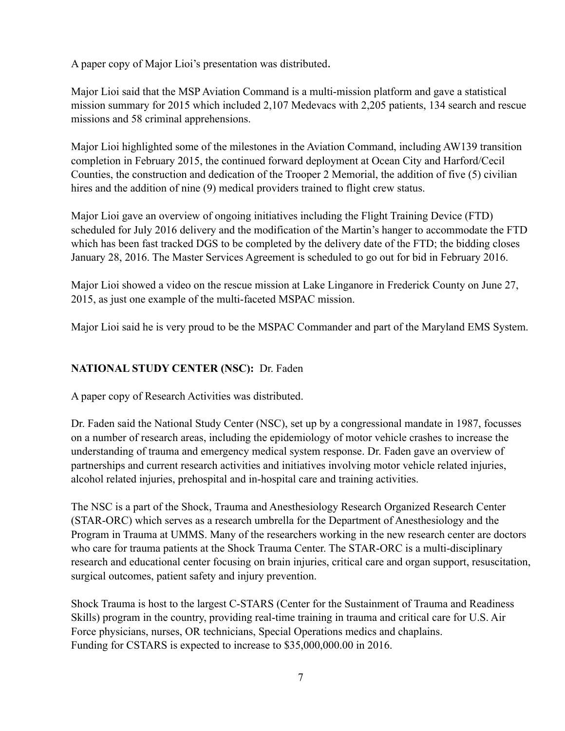A paper copy of Major Lioi's presentation was distributed.

Major Lioi said that the MSP Aviation Command is a multi-mission platform and gave a statistical mission summary for 2015 which included 2,107 Medevacs with 2,205 patients, 134 search and rescue missions and 58 criminal apprehensions.

Major Lioi highlighted some of the milestones in the Aviation Command, including AW139 transition completion in February 2015, the continued forward deployment at Ocean City and Harford/Cecil Counties, the construction and dedication of the Trooper 2 Memorial, the addition of five (5) civilian hires and the addition of nine (9) medical providers trained to flight crew status.

Major Lioi gave an overview of ongoing initiatives including the Flight Training Device (FTD) scheduled for July 2016 delivery and the modification of the Martin's hanger to accommodate the FTD which has been fast tracked DGS to be completed by the delivery date of the FTD; the bidding closes January 28, 2016. The Master Services Agreement is scheduled to go out for bid in February 2016.

Major Lioi showed a video on the rescue mission at Lake Linganore in Frederick County on June 27, 2015, as just one example of the multi-faceted MSPAC mission.

Major Lioi said he is very proud to be the MSPAC Commander and part of the Maryland EMS System.

**NATIONAL STUDY CENTER (NSC):** Dr. Faden

A paper copy of Research Activities was distributed.

Dr. Faden said the National Study Center (NSC), set up by a congressional mandate in 1987, focusses on a number of research areas, including the epidemiology of motor vehicle crashes to increase the understanding of trauma and emergency medical system response. Dr. Faden gave an overview of partnerships and current research activities and initiatives involving motor vehicle related injuries, alcohol related injuries, prehospital and in-hospital care and training activities.

The NSC is a part of the Shock, Trauma and Anesthesiology Research Organized Research Center (STAR-ORC) which serves as a research umbrella for the Department of Anesthesiology and the Program in Trauma at UMMS. Many of the researchers working in the new research center are doctors who care for trauma patients at the Shock Trauma Center. The STAR-ORC is a multi-disciplinary research and educational center focusing on brain injuries, critical care and organ support, resuscitation, surgical outcomes, patient safety and injury prevention.

Shock Trauma is host to the largest C-STARS (Center for the Sustainment of Trauma and Readiness Skills) program in the country, providing real-time training in trauma and critical care for U.S. Air Force physicians, nurses, OR technicians, Special Operations medics and chaplains.
Funding for CSTARS is expected to increase to $35,000,000.00 in 2016.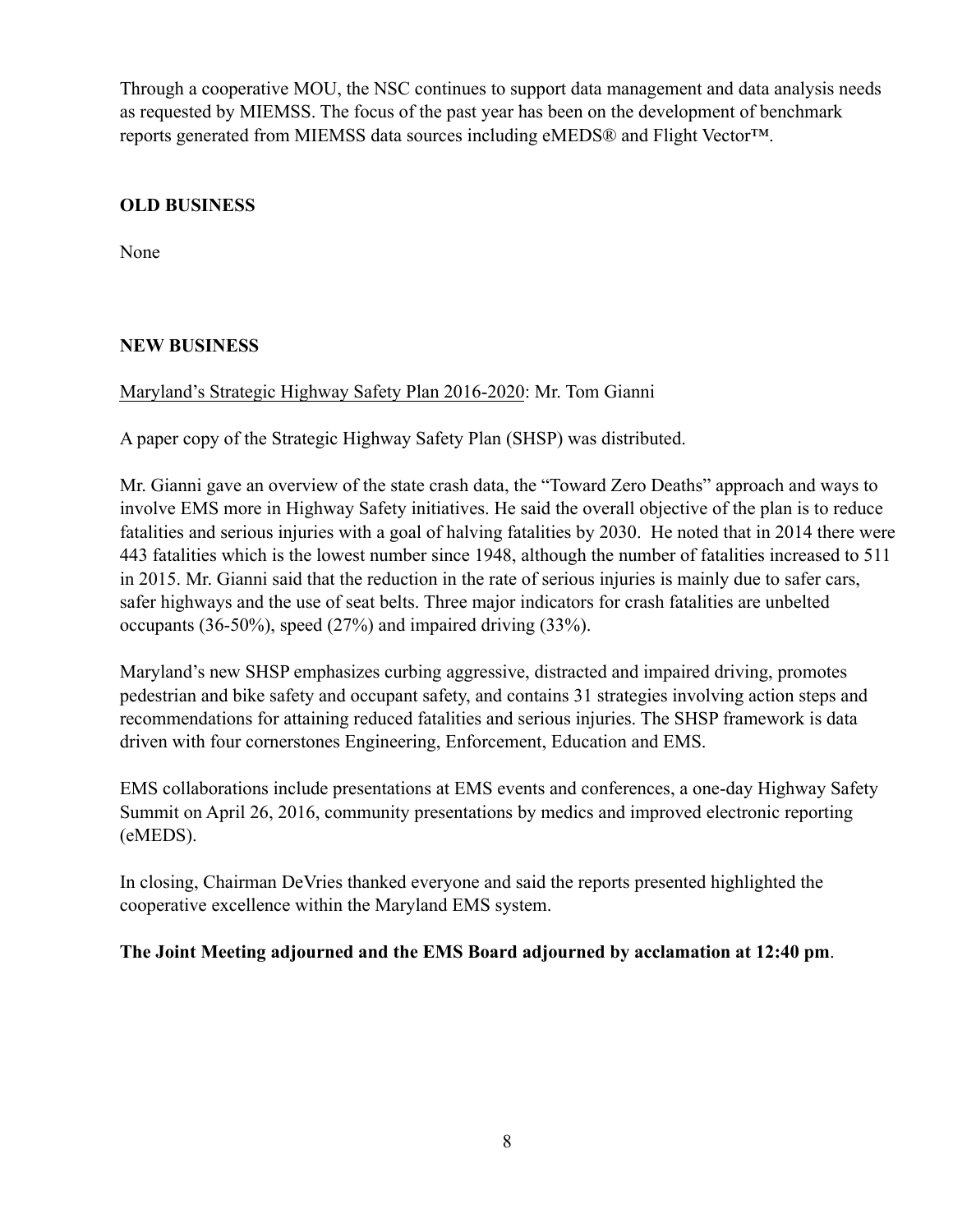Through a cooperative MOU, the NSC continues to support data management and data analysis needs as requested by MIEMSS. The focus of the past year has been on the development of benchmark reports generated from MIEMSS data sources including eMEDS® and Flight Vector™.

**OLD BUSINESS**

None

**NEW BUSINESS**

Maryland's Strategic Highway Safety Plan 2016-2020: Mr. Tom Gianni

A paper copy of the Strategic Highway Safety Plan (SHSP) was distributed.

Mr. Gianni gave an overview of the state crash data, the "Toward Zero Deaths" approach and ways to involve EMS more in Highway Safety initiatives. He said the overall objective of the plan is to reduce fatalities and serious injuries with a goal of halving fatalities by 2030. He noted that in 2014 there were 443 fatalities which is the lowest number since 1948, although the number of fatalities increased to 511 in 2015. Mr. Gianni said that the reduction in the rate of serious injuries is mainly due to safer cars, safer highways and the use of seat belts. Three major indicators for crash fatalities are unbelted occupants (36-50%), speed (27%) and impaired driving (33%).

Maryland's new SHSP emphasizes curbing aggressive, distracted and impaired driving, promotes pedestrian and bike safety and occupant safety, and contains 31 strategies involving action steps and recommendations for attaining reduced fatalities and serious injuries. The SHSP framework is data driven with four cornerstones Engineering, Enforcement, Education and EMS.

EMS collaborations include presentations at EMS events and conferences, a one-day Highway Safety Summit on April 26, 2016, community presentations by medics and improved electronic reporting (eMEDS).

In closing, Chairman DeVries thanked everyone and said the reports presented highlighted the cooperative excellence within the Maryland EMS system.

**The Joint Meeting adjourned and the EMS Board adjourned by acclamation at 12:40 pm**.